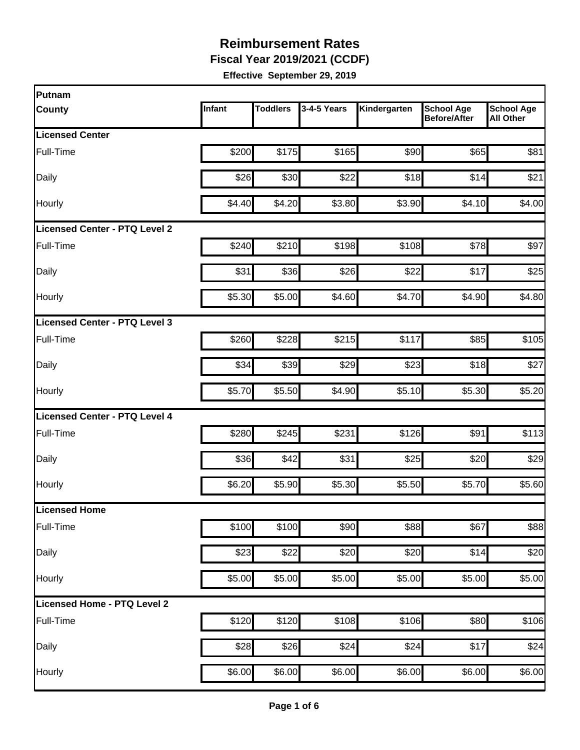# Reimbursement Rates

**Fiscal Year 2019/2021 (CCDF)**

**Effective September 29, 2019**

| Putnam County | Infant | Toddlers | 3-4-5 Years | Kindergarten | School Age Before/After | School Age All Other |
|---|---|---|---|---|---|---|
| **Licensed Center** | | | | | | |
| Full-Time | $200 | $175 | $165 | $90 | $65 | $81 |
| Daily | $26 | $30 | $22 | $18 | $14 | $21 |
| Hourly | $4.40 | $4.20 | $3.80 | $3.90 | $4.10 | $4.00 |
| **Licensed Center - PTQ Level 2** | | | | | | |
| Full-Time | $240 | $210 | $198 | $108 | $78 | $97 |
| Daily | $31 | $36 | $26 | $22 | $17 | $25 |
| Hourly | $5.30 | $5.00 | $4.60 | $4.70 | $4.90 | $4.80 |
| **Licensed Center - PTQ Level 3** | | | | | | |
| Full-Time | $260 | $228 | $215 | $117 | $85 | $105 |
| Daily | $34 | $39 | $29 | $23 | $18 | $27 |
| Hourly | $5.70 | $5.50 | $4.90 | $5.10 | $5.30 | $5.20 |
| **Licensed Center - PTQ Level 4** | | | | | | |
| Full-Time | $280 | $245 | $231 | $126 | $91 | $113 |
| Daily | $36 | $42 | $31 | $25 | $20 | $29 |
| Hourly | $6.20 | $5.90 | $5.30 | $5.50 | $5.70 | $5.60 |
| **Licensed Home** | | | | | | |
| Full-Time | $100 | $100 | $90 | $88 | $67 | $88 |
| Daily | $23 | $22 | $20 | $20 | $14 | $20 |
| Hourly | $5.00 | $5.00 | $5.00 | $5.00 | $5.00 | $5.00 |
| **Licensed Home - PTQ Level 2** | | | | | | |
| Full-Time | $120 | $120 | $108 | $106 | $80 | $106 |
| Daily | $28 | $26 | $24 | $24 | $17 | $24 |
| Hourly | $6.00 | $6.00 | $6.00 | $6.00 | $6.00 | $6.00 |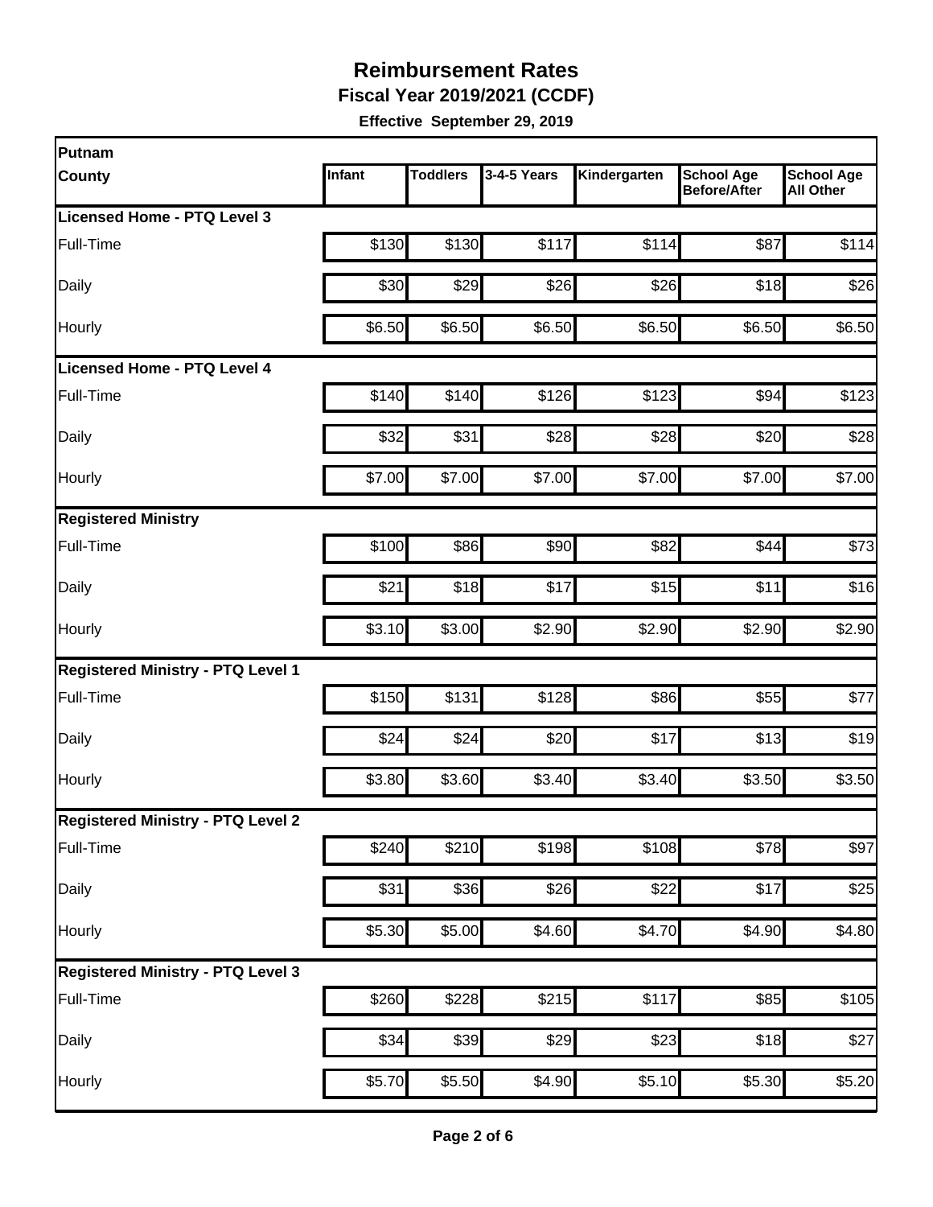# Reimbursement Rates

**Fiscal Year 2019/2021 (CCDF)**

**Effective September 29, 2019**

| Putnam County | Infant | Toddlers | 3-4-5 Years | Kindergarten | School Age Before/After | School Age All Other |
|---|---|---|---|---|---|---|
| **Licensed Home - PTQ Level 3** | | | | | | |
| Full-Time | $130 | $130 | $117 | $114 | $87 | $114 |
| Daily | $30 | $29 | $26 | $26 | $18 | $26 |
| Hourly | $6.50 | $6.50 | $6.50 | $6.50 | $6.50 | $6.50 |
| **Licensed Home - PTQ Level 4** | | | | | | |
| Full-Time | $140 | $140 | $126 | $123 | $94 | $123 |
| Daily | $32 | $31 | $28 | $28 | $20 | $28 |
| Hourly | $7.00 | $7.00 | $7.00 | $7.00 | $7.00 | $7.00 |
| **Registered Ministry** | | | | | | |
| Full-Time | $100 | $86 | $90 | $82 | $44 | $73 |
| Daily | $21 | $18 | $17 | $15 | $11 | $16 |
| Hourly | $3.10 | $3.00 | $2.90 | $2.90 | $2.90 | $2.90 |
| **Registered Ministry - PTQ Level 1** | | | | | | |
| Full-Time | $150 | $131 | $128 | $86 | $55 | $77 |
| Daily | $24 | $24 | $20 | $17 | $13 | $19 |
| Hourly | $3.80 | $3.60 | $3.40 | $3.40 | $3.50 | $3.50 |
| **Registered Ministry - PTQ Level 2** | | | | | | |
| Full-Time | $240 | $210 | $198 | $108 | $78 | $97 |
| Daily | $31 | $36 | $26 | $22 | $17 | $25 |
| Hourly | $5.30 | $5.00 | $4.60 | $4.70 | $4.90 | $4.80 |
| **Registered Ministry - PTQ Level 3** | | | | | | |
| Full-Time | $260 | $228 | $215 | $117 | $85 | $105 |
| Daily | $34 | $39 | $29 | $23 | $18 | $27 |
| Hourly | $5.70 | $5.50 | $4.90 | $5.10 | $5.30 | $5.20 |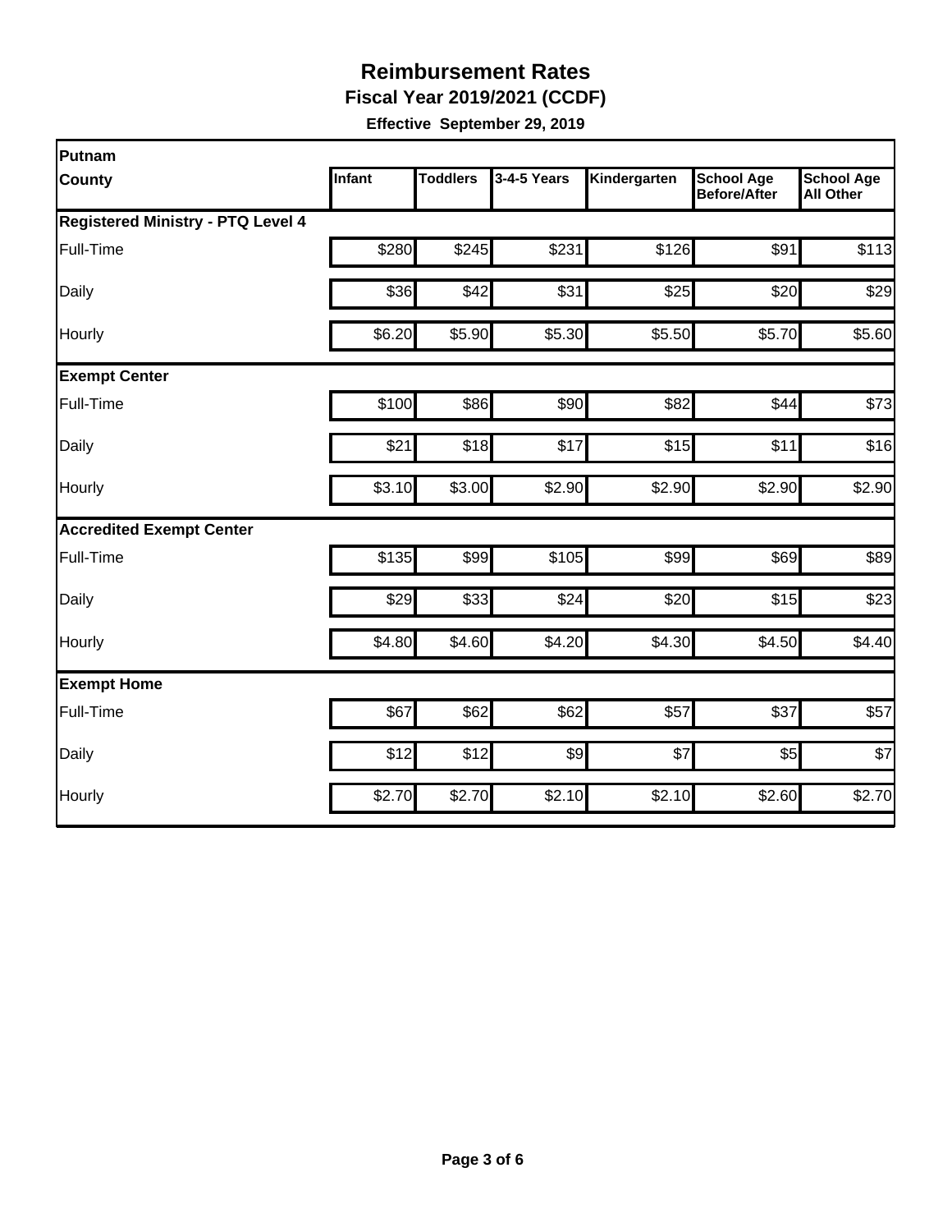# Reimbursement Rates

**Fiscal Year 2019/2021 (CCDF)**

**Effective September 29, 2019**

| Putnam County | Infant | Toddlers | 3-4-5 Years | Kindergarten | School Age Before/After | School Age All Other |
|---|---|---|---|---|---|---|
| **Registered Ministry - PTQ Level 4** | | | | | | |
| Full-Time | $280 | $245 | $231 | $126 | $91 | $113 |
| Daily | $36 | $42 | $31 | $25 | $20 | $29 |
| Hourly | $6.20 | $5.90 | $5.30 | $5.50 | $5.70 | $5.60 |
| **Exempt Center** | | | | | | |
| Full-Time | $100 | $86 | $90 | $82 | $44 | $73 |
| Daily | $21 | $18 | $17 | $15 | $11 | $16 |
| Hourly | $3.10 | $3.00 | $2.90 | $2.90 | $2.90 | $2.90 |
| **Accredited Exempt Center** | | | | | | |
| Full-Time | $135 | $99 | $105 | $99 | $69 | $89 |
| Daily | $29 | $33 | $24 | $20 | $15 | $23 |
| Hourly | $4.80 | $4.60 | $4.20 | $4.30 | $4.50 | $4.40 |
| **Exempt Home** | | | | | | |
| Full-Time | $67 | $62 | $62 | $57 | $37 | $57 |
| Daily | $12 | $12 | $9 | $7 | $5 | $7 |
| Hourly | $2.70 | $2.70 | $2.10 | $2.10 | $2.60 | $2.70 |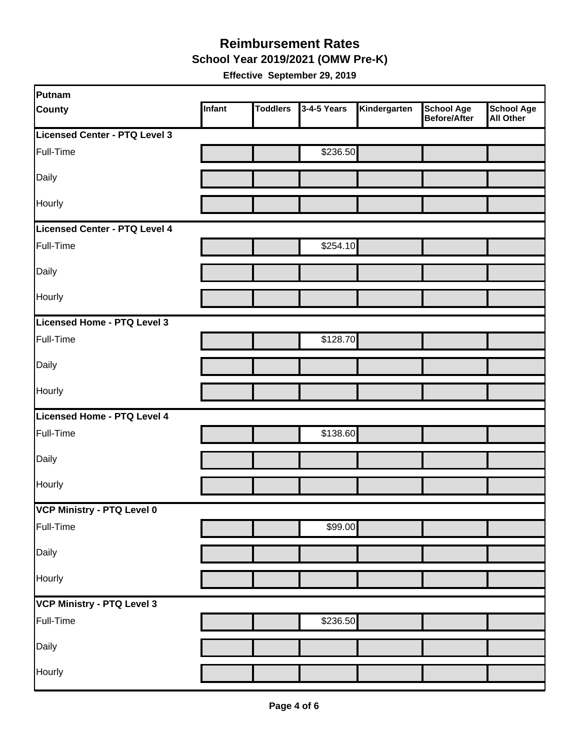# Reimbursement Rates

**School Year 2019/2021 (OMW Pre-K)**

**Effective September 29, 2019**

| Putnam County | Infant | Toddlers | 3-4-5 Years | Kindergarten | School Age Before/After | School Age All Other |
|---|---|---|---|---|---|---|
| **Licensed Center - PTQ Level 3** | | | | | | |
| Full-Time | | | $236.50 | | | |
| Daily | | | | | | |
| Hourly | | | | | | |
| **Licensed Center - PTQ Level 4** | | | | | | |
| Full-Time | | | $254.10 | | | |
| Daily | | | | | | |
| Hourly | | | | | | |
| **Licensed Home - PTQ Level 3** | | | | | | |
| Full-Time | | | $128.70 | | | |
| Daily | | | | | | |
| Hourly | | | | | | |
| **Licensed Home - PTQ Level 4** | | | | | | |
| Full-Time | | | $138.60 | | | |
| Daily | | | | | | |
| Hourly | | | | | | |
| **VCP Ministry - PTQ Level 0** | | | | | | |
| Full-Time | | | $99.00 | | | |
| Daily | | | | | | |
| Hourly | | | | | | |
| **VCP Ministry - PTQ Level 3** | | | | | | |
| Full-Time | | | $236.50 | | | |
| Daily | | | | | | |
| Hourly | | | | | | |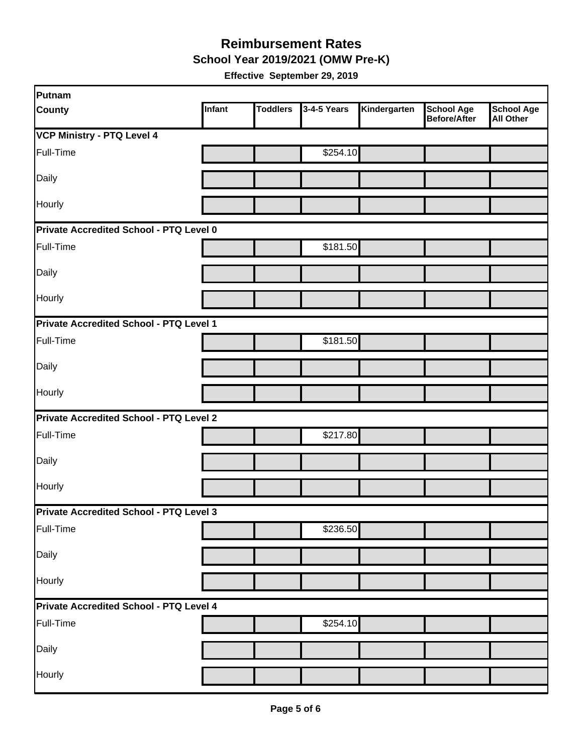# Reimbursement Rates

## School Year 2019/2021 (OMW Pre-K)

**Effective September 29, 2019**

| Putnam County | Infant | Toddlers | 3-4-5 Years | Kindergarten | School Age Before/After | School Age All Other |
|---|---|---|---|---|---|---|
| **VCP Ministry - PTQ Level 4** | | | | | | |
| Full-Time | | | $254.10 | | | |
| Daily | | | | | | |
| Hourly | | | | | | |
| **Private Accredited School - PTQ Level 0** | | | | | | |
| Full-Time | | | $181.50 | | | |
| Daily | | | | | | |
| Hourly | | | | | | |
| **Private Accredited School - PTQ Level 1** | | | | | | |
| Full-Time | | | $181.50 | | | |
| Daily | | | | | | |
| Hourly | | | | | | |
| **Private Accredited School - PTQ Level 2** | | | | | | |
| Full-Time | | | $217.80 | | | |
| Daily | | | | | | |
| Hourly | | | | | | |
| **Private Accredited School - PTQ Level 3** | | | | | | |
| Full-Time | | | $236.50 | | | |
| Daily | | | | | | |
| Hourly | | | | | | |
| **Private Accredited School - PTQ Level 4** | | | | | | |
| Full-Time | | | $254.10 | | | |
| Daily | | | | | | |
| Hourly | | | | | | |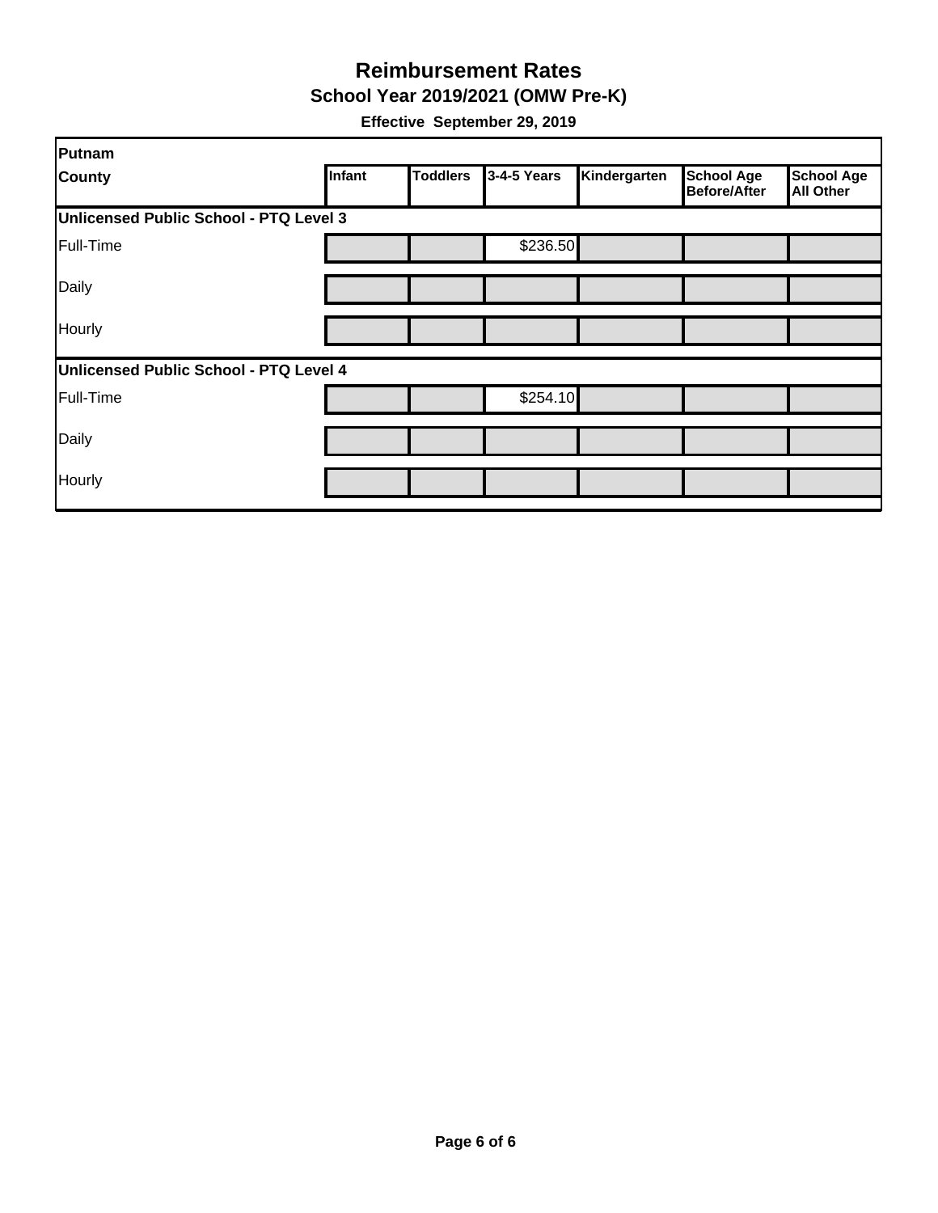# Reimbursement Rates

## School Year 2019/2021 (OMW Pre-K)

**Effective September 29, 2019**

| Putnam County | Infant | Toddlers | 3-4-5 Years | Kindergarten | School Age Before/After | School Age All Other |
|---|---|---|---|---|---|---|
| **Unlicensed Public School - PTQ Level 3** | | | | | | |
| Full-Time | | | $236.50 | | | |
| Daily | | | | | | |
| Hourly | | | | | | |
| **Unlicensed Public School - PTQ Level 4** | | | | | | |
| Full-Time | | | $254.10 | | | |
| Daily | | | | | | |
| Hourly | | | | | | |